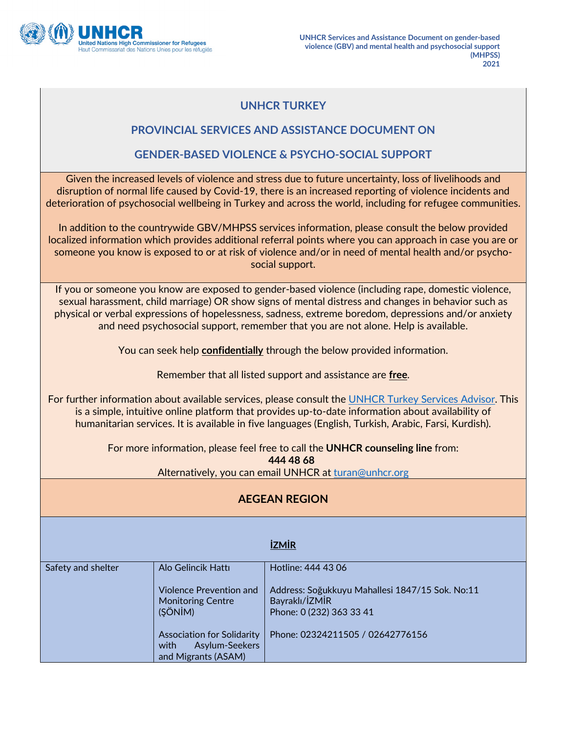# UNHCR TURKEY

## PROVINCIAL SERVICES AND ASSISTANCE DOCUMENT ON

## GENDER-BASED VIOLENCE & PSYCHO-SOCIAL SUPPORT

Given the increased levels of violence and stress due to future uncertainty, loss of livelihoods and disruption of normal life caused by Covid-19, there is an increased reporting of violence incidents and deterioration of psychosocial wellbeing in Turkey and across the world, including for refugee communities.

In addition to the countrywide GBV/MHPSS services information, please consult the below provided localized information which provides additional referral points where you can approach in case you are or someone you know is exposed to or at risk of violence and/or in need of mental health and/or psycho-social support.

If you or someone you know are exposed to gender-based violence (including rape, domestic violence, sexual harassment, child marriage) OR show signs of mental distress and changes in behavior such as physical or verbal expressions of hopelessness, sadness, extreme boredom, depressions and/or anxiety and need psychosocial support, remember that you are not alone. Help is available.

You can seek help **confidentially** through the below provided information.

Remember that all listed support and assistance are **free**.

For further information about available services, please consult the UNHCR Turkey Services Advisor. This is a simple, intuitive online platform that provides up-to-date information about availability of humanitarian services. It is available in five languages (English, Turkish, Arabic, Farsi, Kurdish).

For more information, please feel free to call the **UNHCR counseling line** from:
**444 48 68**
Alternatively, you can email UNHCR at turan@unhcr.org

## AEGEAN REGION

### İZMİR

| | | |
|---|---|---|
| Safety and shelter | Alo Gelincik Hattı | Hotline: 444 43 06 |
| | Violence Prevention and Monitoring Centre (ŞÖNİM) | Address: Soğukkuyu Mahallesi 1847/15 Sok. No:11 Bayraklı/İZMİR<br>Phone: 0 (232) 363 33 41 |
| | Association for Solidarity with Asylum-Seekers and Migrants (ASAM) | Phone: 02324211505 / 02642776156 |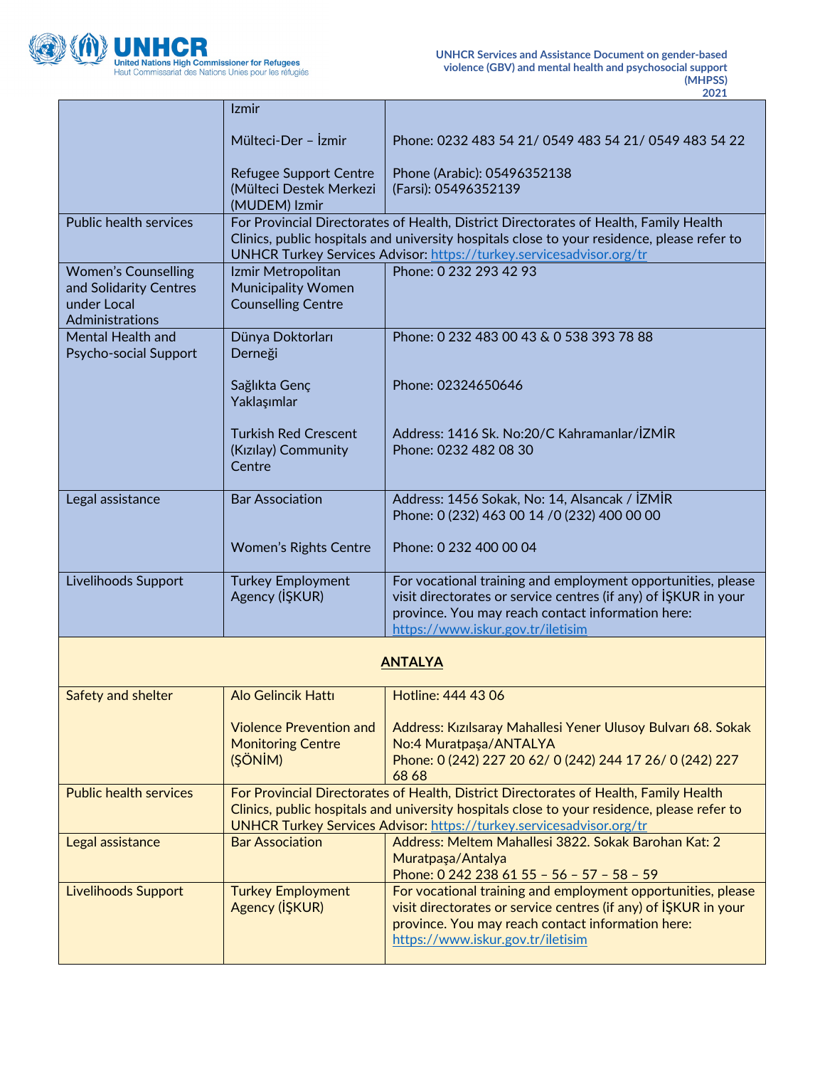| | | |
|---|---|---|
| | Izmir<br><br>Mülteci-Der – İzmir<br><br>Refugee Support Centre (Mülteci Destek Merkezi (MUDEM) Izmir | <br><br>Phone: 0232 483 54 21/ 0549 483 54 21/ 0549 483 54 22<br><br>Phone (Arabic): 05496352138<br>(Farsi): 05496352139 |
| Public health services | For Provincial Directorates of Health, District Directorates of Health, Family Health Clinics, public hospitals and university hospitals close to your residence, please refer to UNHCR Turkey Services Advisor: https://turkey.servicesadvisor.org/tr | |
| Women's Counselling and Solidarity Centres under Local Administrations | Izmir Metropolitan Municipality Women Counselling Centre | Phone: 0 232 293 42 93 |
| Mental Health and Psycho-social Support | Dünya Doktorları Derneği<br><br>Sağlıkta Genç Yaklaşımlar<br><br>Turkish Red Crescent (Kızılay) Community Centre | Phone: 0 232 483 00 43 & 0 538 393 78 88<br><br>Phone: 02324650646<br><br>Address: 1416 Sk. No:20/C Kahramanlar/İZMİR<br>Phone: 0232 482 08 30 |
| Legal assistance | Bar Association<br><br>Women's Rights Centre | Address: 1456 Sokak, No: 14, Alsancak / İZMİR<br>Phone: 0 (232) 463 00 14 /0 (232) 400 00 00<br><br>Phone: 0 232 400 00 04 |
| Livelihoods Support | Turkey Employment Agency (İŞKUR) | For vocational training and employment opportunities, please visit directorates or service centres (if any) of İŞKUR in your province. You may reach contact information here: https://www.iskur.gov.tr/iletisim |
| **ANTALYA** | | |
| Safety and shelter | Alo Gelincik Hattı<br><br>Violence Prevention and Monitoring Centre (ŞÖNİM) | Hotline: 444 43 06<br><br>Address: Kızılsaray Mahallesi Yener Ulusoy Bulvarı 68. Sokak No:4 Muratpaşa/ANTALYA<br>Phone: 0 (242) 227 20 62/ 0 (242) 244 17 26/ 0 (242) 227 68 68 |
| Public health services | For Provincial Directorates of Health, District Directorates of Health, Family Health Clinics, public hospitals and university hospitals close to your residence, please refer to UNHCR Turkey Services Advisor: https://turkey.servicesadvisor.org/tr | |
| Legal assistance | Bar Association | Address: Meltem Mahallesi 3822. Sokak Barohan Kat: 2 Muratpaşa/Antalya<br>Phone: 0 242 238 61 55 – 56 – 57 – 58 – 59 |
| Livelihoods Support | Turkey Employment Agency (İŞKUR) | For vocational training and employment opportunities, please visit directorates or service centres (if any) of İŞKUR in your province. You may reach contact information here: https://www.iskur.gov.tr/iletisim |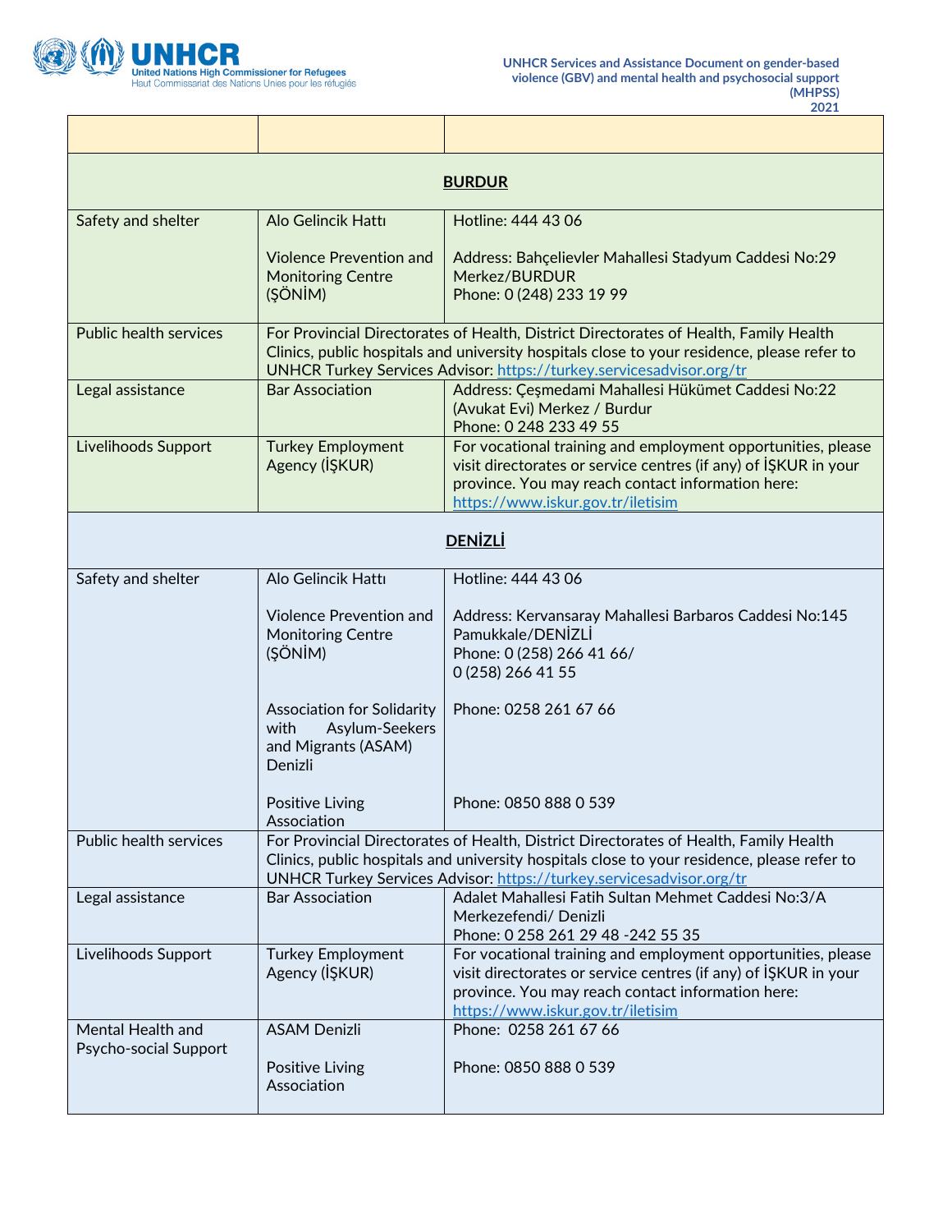| | | |
|---|---|---|
| **BURDUR** | | |
| Safety and shelter | Alo Gelincik Hattı<br><br>Violence Prevention and Monitoring Centre (ŞÖNİM) | Hotline: 444 43 06<br><br>Address: Bahçelievler Mahallesi Stadyum Caddesi No:29 Merkez/BURDUR<br>Phone: 0 (248) 233 19 99 |
| Public health services | For Provincial Directorates of Health, District Directorates of Health, Family Health Clinics, public hospitals and university hospitals close to your residence, please refer to UNHCR Turkey Services Advisor: https://turkey.servicesadvisor.org/tr | |
| Legal assistance | Bar Association | Address: Çeşmedami Mahallesi Hükümet Caddesi No:22 (Avukat Evi) Merkez / Burdur<br>Phone: 0 248 233 49 55 |
| Livelihoods Support | Turkey Employment Agency (İŞKUR) | For vocational training and employment opportunities, please visit directorates or service centres (if any) of İŞKUR in your province. You may reach contact information here: https://www.iskur.gov.tr/iletisim |
| **DENİZLİ** | | |
| Safety and shelter | Alo Gelincik Hattı<br><br>Violence Prevention and Monitoring Centre (ŞÖNİM)<br><br>Association for Solidarity with Asylum-Seekers and Migrants (ASAM) Denizli<br><br>Positive Living Association | Hotline: 444 43 06<br><br>Address: Kervansaray Mahallesi Barbaros Caddesi No:145 Pamukkale/DENİZLİ<br>Phone: 0 (258) 266 41 66/<br>0 (258) 266 41 55<br><br>Phone: 0258 261 67 66<br><br>Phone: 0850 888 0 539 |
| Public health services | For Provincial Directorates of Health, District Directorates of Health, Family Health Clinics, public hospitals and university hospitals close to your residence, please refer to UNHCR Turkey Services Advisor: https://turkey.servicesadvisor.org/tr | |
| Legal assistance | Bar Association | Adalet Mahallesi Fatih Sultan Mehmet Caddesi No:3/A Merkezefendi/ Denizli<br>Phone: 0 258 261 29 48 -242 55 35 |
| Livelihoods Support | Turkey Employment Agency (İŞKUR) | For vocational training and employment opportunities, please visit directorates or service centres (if any) of İŞKUR in your province. You may reach contact information here: https://www.iskur.gov.tr/iletisim |
| Mental Health and Psycho-social Support | ASAM Denizli<br><br>Positive Living Association | Phone: 0258 261 67 66<br><br>Phone: 0850 888 0 539 |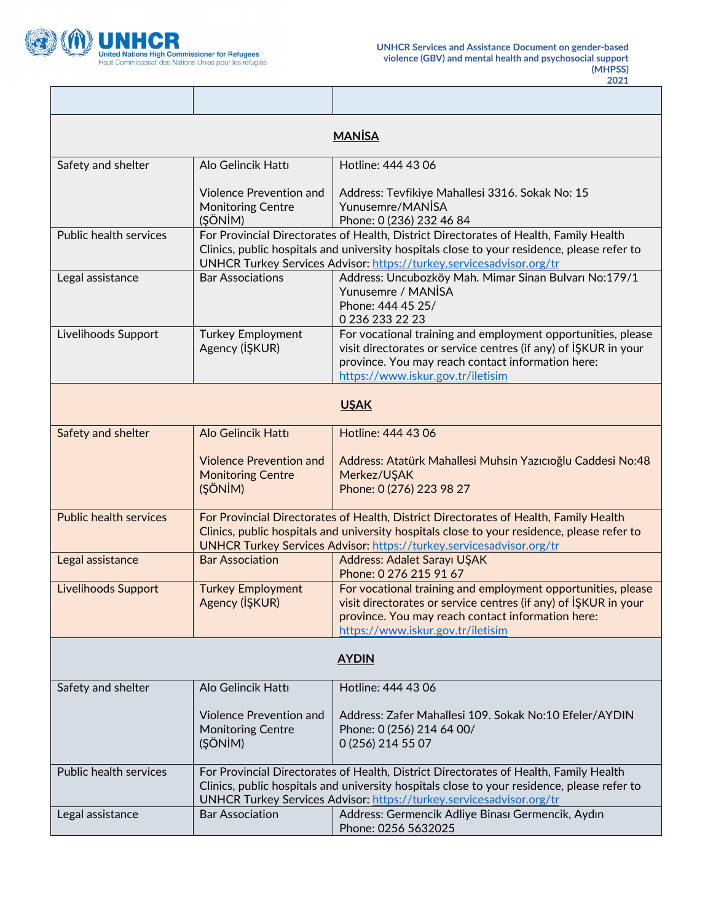| | | |
|---|---|---|
| **MANİSA** | | |
| Safety and shelter | Alo Gelincik Hattı<br><br>Violence Prevention and Monitoring Centre (ŞÖNİM) | Hotline: 444 43 06<br><br>Address: Tevfikiye Mahallesi 3316. Sokak No: 15 Yunusemre/MANİSA<br>Phone: 0 (236) 232 46 84 |
| Public health services | For Provincial Directorates of Health, District Directorates of Health, Family Health Clinics, public hospitals and university hospitals close to your residence, please refer to UNHCR Turkey Services Advisor: https://turkey.servicesadvisor.org/tr | |
| Legal assistance | Bar Associations | Address: Uncubozköy Mah. Mimar Sinan Bulvarı No:179/1 Yunusemre / MANİSA<br>Phone: 444 45 25/<br>0 236 233 22 23 |
| Livelihoods Support | Turkey Employment Agency (İŞKUR) | For vocational training and employment opportunities, please visit directorates or service centres (if any) of İŞKUR in your province. You may reach contact information here: https://www.iskur.gov.tr/iletisim |
| **UŞAK** | | |
| Safety and shelter | Alo Gelincik Hattı<br><br>Violence Prevention and Monitoring Centre (ŞÖNİM) | Hotline: 444 43 06<br><br>Address: Atatürk Mahallesi Muhsin Yazıcıoğlu Caddesi No:48 Merkez/UŞAK<br>Phone: 0 (276) 223 98 27 |
| Public health services | For Provincial Directorates of Health, District Directorates of Health, Family Health Clinics, public hospitals and university hospitals close to your residence, please refer to UNHCR Turkey Services Advisor: https://turkey.servicesadvisor.org/tr | |
| Legal assistance | Bar Association | Address: Adalet Sarayı UŞAK<br>Phone: 0 276 215 91 67 |
| Livelihoods Support | Turkey Employment Agency (İŞKUR) | For vocational training and employment opportunities, please visit directorates or service centres (if any) of İŞKUR in your province. You may reach contact information here: https://www.iskur.gov.tr/iletisim |
| **AYDIN** | | |
| Safety and shelter | Alo Gelincik Hattı<br><br>Violence Prevention and Monitoring Centre (ŞÖNİM) | Hotline: 444 43 06<br><br>Address: Zafer Mahallesi 109. Sokak No:10 Efeler/AYDIN<br>Phone: 0 (256) 214 64 00/<br>0 (256) 214 55 07 |
| Public health services | For Provincial Directorates of Health, District Directorates of Health, Family Health Clinics, public hospitals and university hospitals close to your residence, please refer to UNHCR Turkey Services Advisor: https://turkey.servicesadvisor.org/tr | |
| Legal assistance | Bar Association | Address: Germencik Adliye Binası Germencik, Aydın<br>Phone: 0256 5632025 |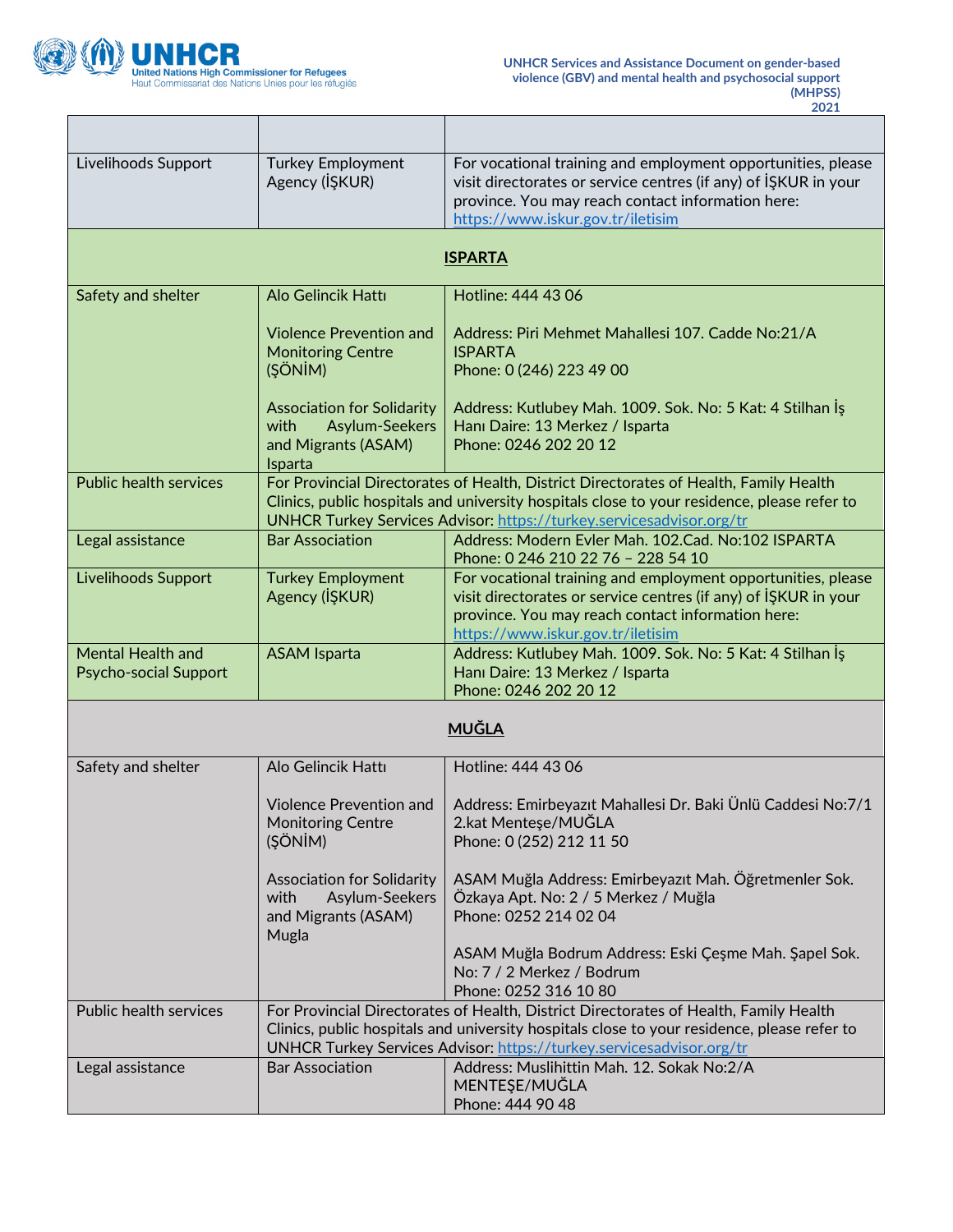| | | |
|---|---|---|
| Livelihoods Support | Turkey Employment Agency (İŞKUR) | For vocational training and employment opportunities, please visit directorates or service centres (if any) of İŞKUR in your province. You may reach contact information here: https://www.iskur.gov.tr/iletisim |
| **ISPARTA** | | |
| Safety and shelter | Alo Gelincik Hattı<br><br>Violence Prevention and Monitoring Centre (ŞÖNİM)<br><br>Association for Solidarity with Asylum-Seekers and Migrants (ASAM) Isparta | Hotline: 444 43 06<br><br>Address: Piri Mehmet Mahallesi 107. Cadde No:21/A ISPARTA<br>Phone: 0 (246) 223 49 00<br><br>Address: Kutlubey Mah. 1009. Sok. No: 5 Kat: 4 Stilhan İş Hanı Daire: 13 Merkez / Isparta<br>Phone: 0246 202 20 12 |
| Public health services | For Provincial Directorates of Health, District Directorates of Health, Family Health Clinics, public hospitals and university hospitals close to your residence, please refer to UNHCR Turkey Services Advisor: https://turkey.servicesadvisor.org/tr | |
| Legal assistance | Bar Association | Address: Modern Evler Mah. 102.Cad. No:102 ISPARTA<br>Phone: 0 246 210 22 76 – 228 54 10 |
| Livelihoods Support | Turkey Employment Agency (İŞKUR) | For vocational training and employment opportunities, please visit directorates or service centres (if any) of İŞKUR in your province. You may reach contact information here: https://www.iskur.gov.tr/iletisim |
| Mental Health and Psycho-social Support | ASAM Isparta | Address: Kutlubey Mah. 1009. Sok. No: 5 Kat: 4 Stilhan İş Hanı Daire: 13 Merkez / Isparta<br>Phone: 0246 202 20 12 |
| **MUĞLA** | | |
| Safety and shelter | Alo Gelincik Hattı<br><br>Violence Prevention and Monitoring Centre (ŞÖNİM)<br><br>Association for Solidarity with Asylum-Seekers and Migrants (ASAM) Mugla | Hotline: 444 43 06<br><br>Address: Emirbeyazıt Mahallesi Dr. Baki Ünlü Caddesi No:7/1 2.kat Menteşe/MUĞLA<br>Phone: 0 (252) 212 11 50<br><br>ASAM Muğla Address: Emirbeyazıt Mah. Öğretmenler Sok. Özkaya Apt. No: 2 / 5 Merkez / Muğla<br>Phone: 0252 214 02 04<br><br>ASAM Muğla Bodrum Address: Eski Çeşme Mah. Şapel Sok. No: 7 / 2 Merkez / Bodrum<br>Phone: 0252 316 10 80 |
| Public health services | For Provincial Directorates of Health, District Directorates of Health, Family Health Clinics, public hospitals and university hospitals close to your residence, please refer to UNHCR Turkey Services Advisor: https://turkey.servicesadvisor.org/tr | |
| Legal assistance | Bar Association | Address: Muslihittin Mah. 12. Sokak No:2/A MENTEŞE/MUĞLA<br>Phone: 444 90 48 |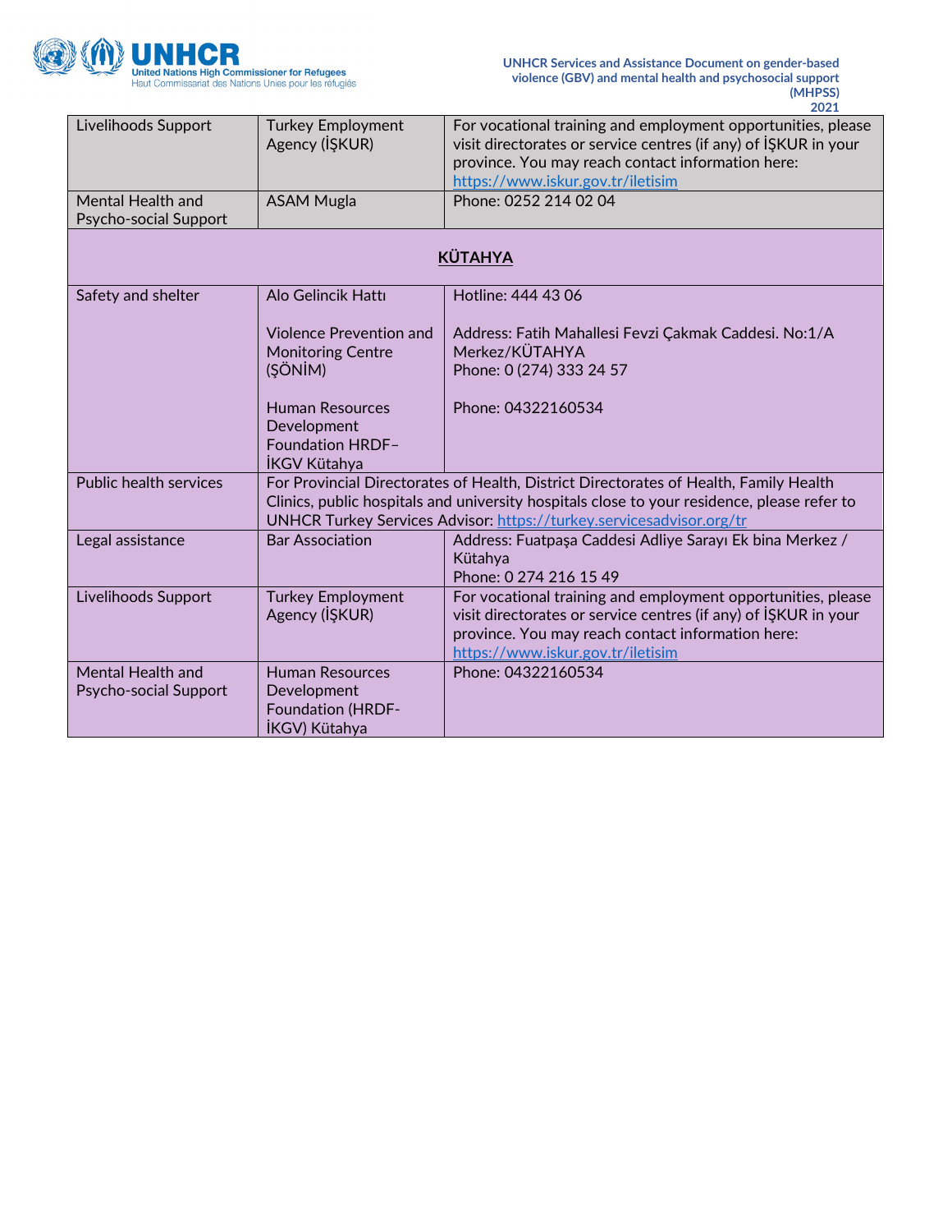| | | |
|---|---|---|
| Livelihoods Support | Turkey Employment Agency (İŞKUR) | For vocational training and employment opportunities, please visit directorates or service centres (if any) of İŞKUR in your province. You may reach contact information here: https://www.iskur.gov.tr/iletisim |
| Mental Health and Psycho-social Support | ASAM Mugla | Phone: 0252 214 02 04 |
| **KÜTAHYA** | | |
| Safety and shelter | Alo Gelincik Hattı<br><br>Violence Prevention and Monitoring Centre (ŞÖNİM)<br><br>Human Resources Development Foundation HRDF–İKGV Kütahya | Hotline: 444 43 06<br><br>Address: Fatih Mahallesi Fevzi Çakmak Caddesi. No:1/A Merkez/KÜTAHYA<br>Phone: 0 (274) 333 24 57<br><br>Phone: 04322160534 |
| Public health services | For Provincial Directorates of Health, District Directorates of Health, Family Health Clinics, public hospitals and university hospitals close to your residence, please refer to UNHCR Turkey Services Advisor: https://turkey.servicesadvisor.org/tr | |
| Legal assistance | Bar Association | Address: Fuatpaşa Caddesi Adliye Sarayı Ek bina Merkez / Kütahya<br>Phone: 0 274 216 15 49 |
| Livelihoods Support | Turkey Employment Agency (İŞKUR) | For vocational training and employment opportunities, please visit directorates or service centres (if any) of İŞKUR in your province. You may reach contact information here: https://www.iskur.gov.tr/iletisim |
| Mental Health and Psycho-social Support | Human Resources Development Foundation (HRDF-İKGV) Kütahya | Phone: 04322160534 |